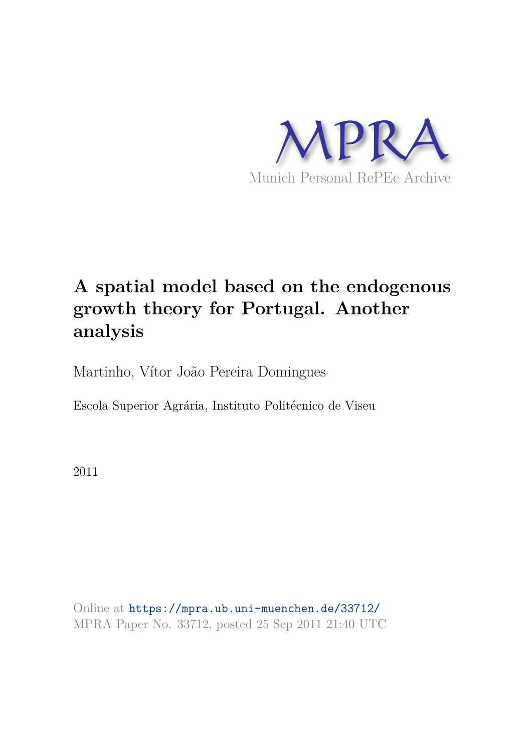MPRA

Munich Personal RePEc Archive

# A spatial model based on the endogenous growth theory for Portugal. Another analysis

Martinho, Vítor João Pereira Domingues

Escola Superior Agrária, Instituto Politécnico de Viseu

2011

Online at https://mpra.ub.uni-muenchen.de/33712/
MPRA Paper No. 33712, posted 25 Sep 2011 21:40 UTC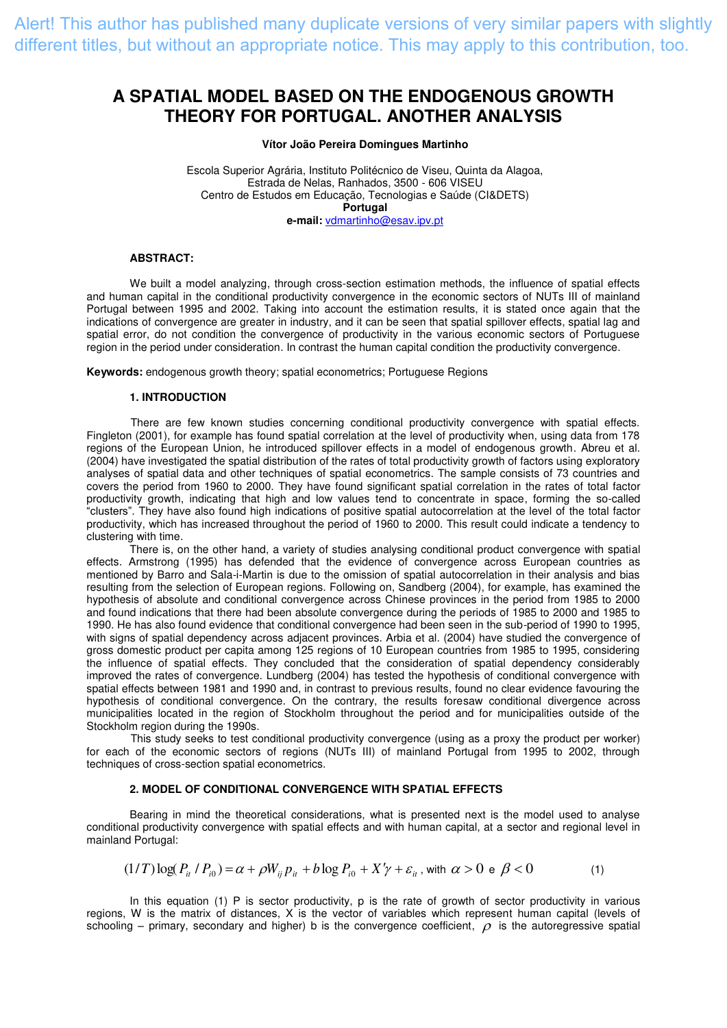Alert! This author has published many duplicate versions of very similar papers with slightly different titles, but without an appropriate notice. This may apply to this contribution, too.

# A SPATIAL MODEL BASED ON THE ENDOGENOUS GROWTH THEORY FOR PORTUGAL. ANOTHER ANALYSIS

**Vítor João Pereira Domingues Martinho**

Escola Superior Agrária, Instituto Politécnico de Viseu, Quinta da Alagoa,
Estrada de Nelas, Ranhados, 3500 - 606 VISEU
Centro de Estudos em Educação, Tecnologias e Saúde (CI&DETS)
**Portugal**
**e-mail:** vdmartinho@esav.ipv.pt

**ABSTRACT:**

We built a model analyzing, through cross-section estimation methods, the influence of spatial effects and human capital in the conditional productivity convergence in the economic sectors of NUTs III of mainland Portugal between 1995 and 2002. Taking into account the estimation results, it is stated once again that the indications of convergence are greater in industry, and it can be seen that spatial spillover effects, spatial lag and spatial error, do not condition the convergence of productivity in the various economic sectors of Portuguese region in the period under consideration. In contrast the human capital condition the productivity convergence.

**Keywords:** endogenous growth theory; spatial econometrics; Portuguese Regions

## 1. INTRODUCTION

There are few known studies concerning conditional productivity convergence with spatial effects. Fingleton (2001), for example has found spatial correlation at the level of productivity when, using data from 178 regions of the European Union, he introduced spillover effects in a model of endogenous growth. Abreu et al. (2004) have investigated the spatial distribution of the rates of total productivity growth of factors using exploratory analyses of spatial data and other techniques of spatial econometrics. The sample consists of 73 countries and covers the period from 1960 to 2000. They have found significant spatial correlation in the rates of total factor productivity growth, indicating that high and low values tend to concentrate in space, forming the so-called "clusters". They have also found high indications of positive spatial autocorrelation at the level of the total factor productivity, which has increased throughout the period of 1960 to 2000. This result could indicate a tendency to clustering with time.

There is, on the other hand, a variety of studies analysing conditional product convergence with spatial effects. Armstrong (1995) has defended that the evidence of convergence across European countries as mentioned by Barro and Sala-i-Martin is due to the omission of spatial autocorrelation in their analysis and bias resulting from the selection of European regions. Following on, Sandberg (2004), for example, has examined the hypothesis of absolute and conditional convergence across Chinese provinces in the period from 1985 to 2000 and found indications that there had been absolute convergence during the periods of 1985 to 2000 and 1985 to 1990. He has also found evidence that conditional convergence had been seen in the sub-period of 1990 to 1995, with signs of spatial dependency across adjacent provinces. Arbia et al. (2004) have studied the convergence of gross domestic product per capita among 125 regions of 10 European countries from 1985 to 1995, considering the influence of spatial effects. They concluded that the consideration of spatial dependency considerably improved the rates of convergence. Lundberg (2004) has tested the hypothesis of conditional convergence with spatial effects between 1981 and 1990 and, in contrast to previous results, found no clear evidence favouring the hypothesis of conditional convergence. On the contrary, the results foresaw conditional divergence across municipalities located in the region of Stockholm throughout the period and for municipalities outside of the Stockholm region during the 1990s.

This study seeks to test conditional productivity convergence (using as a proxy the product per worker) for each of the economic sectors of regions (NUTs III) of mainland Portugal from 1995 to 2002, through techniques of cross-section spatial econometrics.

## 2. MODEL OF CONDITIONAL CONVERGENCE WITH SPATIAL EFFECTS

Bearing in mind the theoretical considerations, what is presented next is the model used to analyse conditional productivity convergence with spatial effects and with human capital, at a sector and regional level in mainland Portugal:

$$(1/T)\log(P_{it}/P_{i0}) = \alpha + \rho W_{ij} p_{it} + b \log P_{i0} + X'\gamma + \varepsilon_{it}\text{, with } \alpha > 0 \text{ e } \beta < 0 \qquad (1)$$

In this equation (1) P is sector productivity, p is the rate of growth of sector productivity in various regions, W is the matrix of distances, X is the vector of variables which represent human capital (levels of schooling – primary, secondary and higher) b is the convergence coefficient, $\rho$ is the autoregressive spatial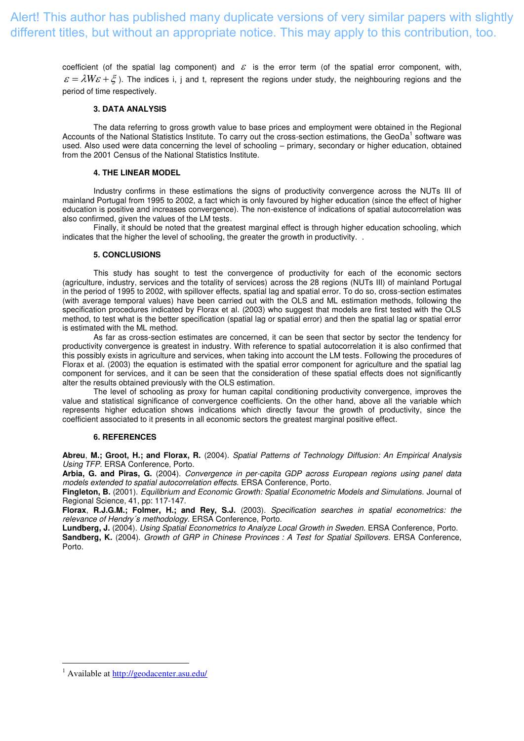Alert! This author has published many duplicate versions of very similar papers with slightly different titles, but without an appropriate notice. This may apply to this contribution, too.

coefficient (of the spatial lag component) and $\varepsilon$ is the error term (of the spatial error component, with, $\varepsilon = \lambda W\varepsilon + \xi$ ). The indices i, j and t, represent the regions under study, the neighbouring regions and the period of time respectively.

### 3. DATA ANALYSIS

The data referring to gross growth value to base prices and employment were obtained in the Regional Accounts of the National Statistics Institute. To carry out the cross-section estimations, the GeoDa[1] software was used. Also used were data concerning the level of schooling – primary, secondary or higher education, obtained from the 2001 Census of the National Statistics Institute.

### 4. THE LINEAR MODEL

Industry confirms in these estimations the signs of productivity convergence across the NUTs III of mainland Portugal from 1995 to 2002, a fact which is only favoured by higher education (since the effect of higher education is positive and increases convergence). The non-existence of indications of spatial autocorrelation was also confirmed, given the values of the LM tests.

Finally, it should be noted that the greatest marginal effect is through higher education schooling, which indicates that the higher the level of schooling, the greater the growth in productivity. .

### 5. CONCLUSIONS

This study has sought to test the convergence of productivity for each of the economic sectors (agriculture, industry, services and the totality of services) across the 28 regions (NUTs III) of mainland Portugal in the period of 1995 to 2002, with spillover effects, spatial lag and spatial error. To do so, cross-section estimates (with average temporal values) have been carried out with the OLS and ML estimation methods, following the specification procedures indicated by Florax et al. (2003) who suggest that models are first tested with the OLS method, to test what is the better specification (spatial lag or spatial error) and then the spatial lag or spatial error is estimated with the ML method.

As far as cross-section estimates are concerned, it can be seen that sector by sector the tendency for productivity convergence is greatest in industry. With reference to spatial autocorrelation it is also confirmed that this possibly exists in agriculture and services, when taking into account the LM tests. Following the procedures of Florax et al. (2003) the equation is estimated with the spatial error component for agriculture and the spatial lag component for services, and it can be seen that the consideration of these spatial effects does not significantly alter the results obtained previously with the OLS estimation.

The level of schooling as proxy for human capital conditioning productivity convergence, improves the value and statistical significance of convergence coefficients. On the other hand, above all the variable which represents higher education shows indications which directly favour the growth of productivity, since the coefficient associated to it presents in all economic sectors the greatest marginal positive effect.

### 6. REFERENCES

**Abreu, M.; Groot, H.; and Florax, R.** (2004). *Spatial Patterns of Technology Diffusion: An Empirical Analysis Using TFP.* ERSA Conference, Porto.

**Arbia, G. and Piras, G.** (2004). *Convergence in per-capita GDP across European regions using panel data models extended to spatial autocorrelation effects.* ERSA Conference, Porto.

**Fingleton, B.** (2001). *Equilibrium and Economic Growth: Spatial Econometric Models and Simulations.* Journal of Regional Science, 41, pp: 117-147.

**Florax, R.J.G.M.; Folmer, H.; and Rey, S.J.** (2003). *Specification searches in spatial econometrics: the relevance of Hendry´s methodology.* ERSA Conference, Porto.

**Lundberg, J.** (2004). *Using Spatial Econometrics to Analyze Local Growth in Sweden.* ERSA Conference, Porto.

**Sandberg, K.** (2004). *Growth of GRP in Chinese Provinces : A Test for Spatial Spillovers.* ERSA Conference, Porto.

---

[1] Available at http://geodacenter.asu.edu/